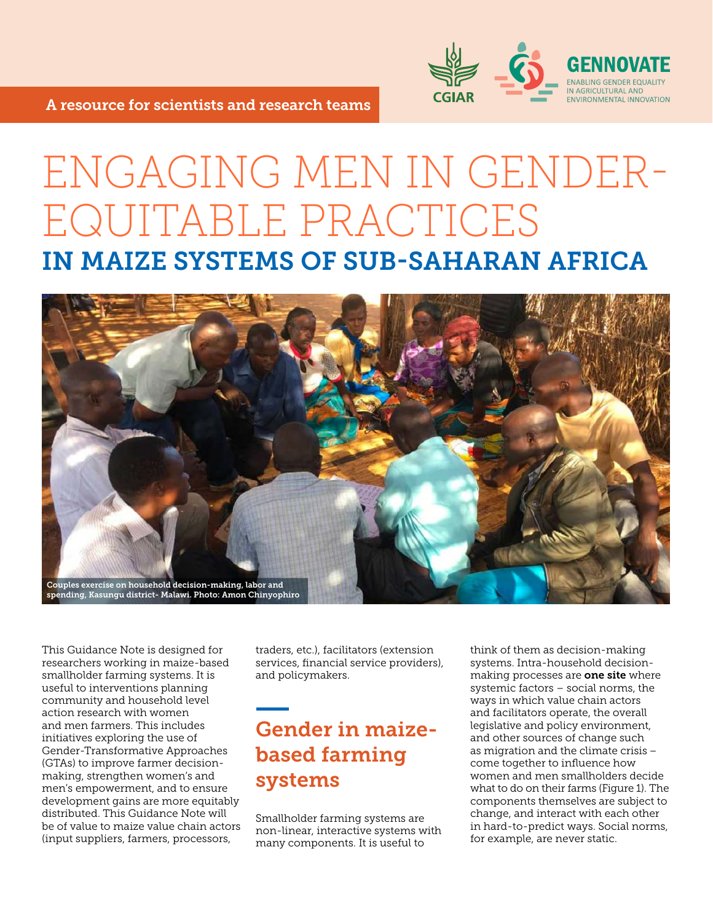A resource for scientists and research teams

GENNOVATE

ENABLING GENDER EQUALITY IN AGRICULTURAL AND ENVIRONMENTAL INNOVATION

# ENGAGING MEN IN GENDER-EQUITABLE PRACTICES

## IN MAIZE SYSTEMS OF SUB-SAHARAN AFRICA

Couples exercise on household decision-making, labor and spending, Kasungu district- Malawi. Photo: Amon Chinyophiro

This Guidance Note is designed for researchers working in maize-based smallholder farming systems. It is useful to interventions planning community and household level action research with women and men farmers. This includes initiatives exploring the use of Gender-Transformative Approaches (GTAs) to improve farmer decision-making, strengthen women's and men's empowerment, and to ensure development gains are more equitably distributed. This Guidance Note will be of value to maize value chain actors (input suppliers, farmers, processors, traders, etc.), facilitators (extension services, financial service providers), and policymakers.

## Gender in maize-based farming systems

Smallholder farming systems are non-linear, interactive systems with many components. It is useful to think of them as decision-making systems. Intra-household decision-making processes are **one site** where systemic factors – social norms, the ways in which value chain actors and facilitators operate, the overall legislative and policy environment, and other sources of change such as migration and the climate crisis – come together to influence how women and men smallholders decide what to do on their farms (Figure 1). The components themselves are subject to change, and interact with each other in hard-to-predict ways. Social norms, for example, are never static.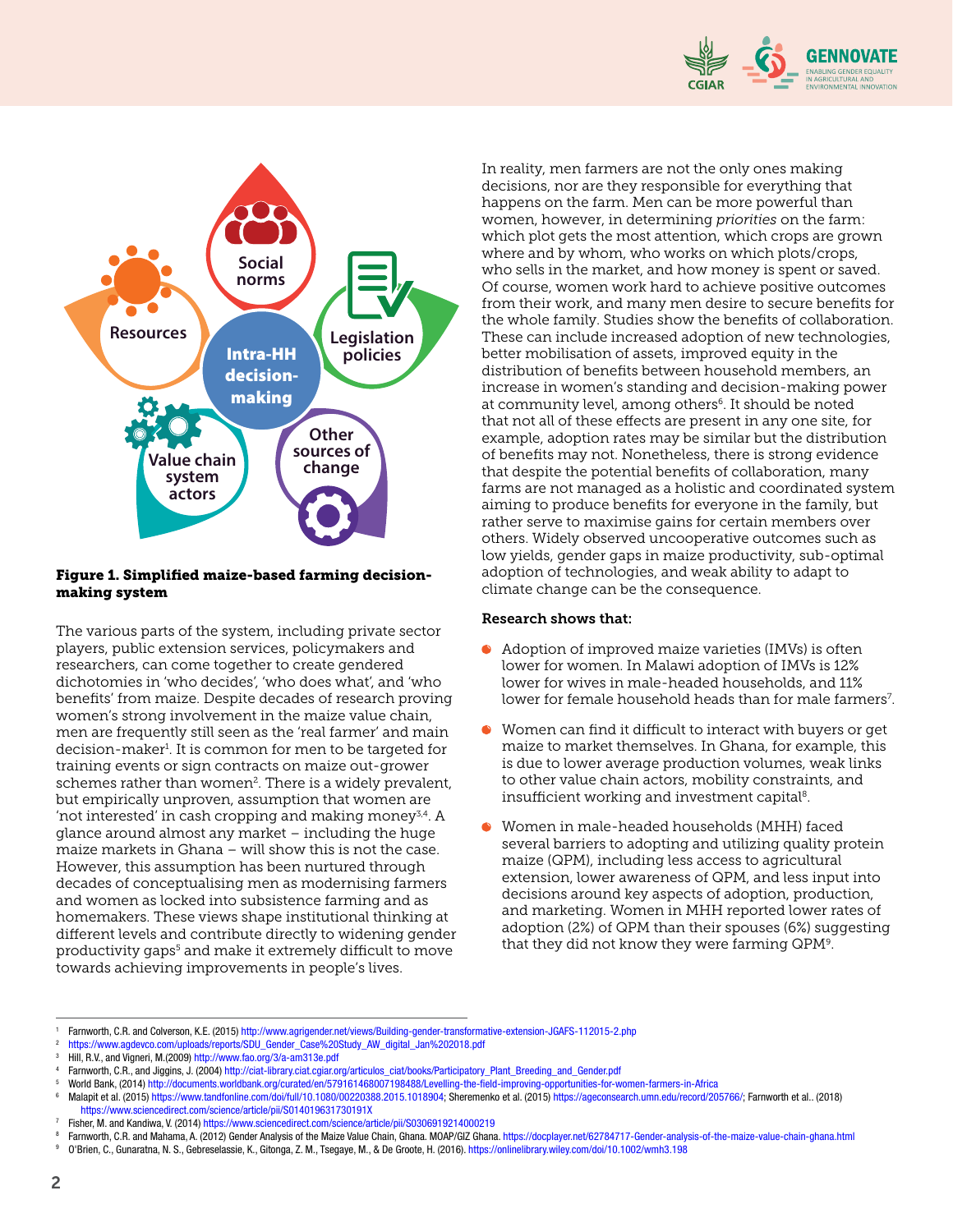**Figure 1. Simplified maize-based farming decision-making system**

The various parts of the system, including private sector players, public extension services, policymakers and researchers, can come together to create gendered dichotomies in 'who decides', 'who does what', and 'who benefits' from maize. Despite decades of research proving women's strong involvement in the maize value chain, men are frequently still seen as the 'real farmer' and main decision-maker[1]. It is common for men to be targeted for training events or sign contracts on maize out-grower schemes rather than women[2]. There is a widely prevalent, but empirically unproven, assumption that women are 'not interested' in cash cropping and making money[3,4]. A glance around almost any market – including the huge maize markets in Ghana – will show this is not the case. However, this assumption has been nurtured through decades of conceptualising men as modernising farmers and women as locked into subsistence farming and as homemakers. These views shape institutional thinking at different levels and contribute directly to widening gender productivity gaps[5] and make it extremely difficult to move towards achieving improvements in people's lives.

In reality, men farmers are not the only ones making decisions, nor are they responsible for everything that happens on the farm. Men can be more powerful than women, however, in determining *priorities* on the farm: which plot gets the most attention, which crops are grown where and by whom, who works on which plots/crops, who sells in the market, and how money is spent or saved. Of course, women work hard to achieve positive outcomes from their work, and many men desire to secure benefits for the whole family. Studies show the benefits of collaboration. These can include increased adoption of new technologies, better mobilisation of assets, improved equity in the distribution of benefits between household members, an increase in women's standing and decision-making power at community level, among others[6]. It should be noted that not all of these effects are present in any one site, for example, adoption rates may be similar but the distribution of benefits may not. Nonetheless, there is strong evidence that despite the potential benefits of collaboration, many farms are not managed as a holistic and coordinated system aiming to produce benefits for everyone in the family, but rather serve to maximise gains for certain members over others. Widely observed uncooperative outcomes such as low yields, gender gaps in maize productivity, sub-optimal adoption of technologies, and weak ability to adapt to climate change can be the consequence.

**Research shows that:**

- Adoption of improved maize varieties (IMVs) is often lower for women. In Malawi adoption of IMVs is 12% lower for wives in male-headed households, and 11% lower for female household heads than for male farmers[7].
- Women can find it difficult to interact with buyers or get maize to market themselves. In Ghana, for example, this is due to lower average production volumes, weak links to other value chain actors, mobility constraints, and insufficient working and investment capital[8].
- Women in male-headed households (MHH) faced several barriers to adopting and utilizing quality protein maize (QPM), including less access to agricultural extension, lower awareness of QPM, and less input into decisions around key aspects of adoption, production, and marketing. Women in MHH reported lower rates of adoption (2%) of QPM than their spouses (6%) suggesting that they did not know they were farming QPM[9].

---

1. Farnworth, C.R. and Colverson, K.E. (2015) http://www.agrigender.net/views/Building-gender-transformative-extension-JGAFS-112015-2.php
2. https://www.agdevco.com/uploads/reports/SDU_Gender_Case%20Study_AW_digital_Jan%202018.pdf
3. Hill, R.V., and Vigneri, M.(2009) http://www.fao.org/3/a-am313e.pdf
4. Farnworth, C.R., and Jiggins, J. (2004) http://ciat-library.ciat.cgiar.org/articulos_ciat/books/Participatory_Plant_Breeding_and_Gender.pdf
5. World Bank, (2014) http://documents.worldbank.org/curated/en/579161468007198488/Levelling-the-field-improving-opportunities-for-women-farmers-in-Africa
6. Malapit et al. (2015) https://www.tandfonline.com/doi/full/10.1080/00220388.2015.1018904; Sheremenko et al. (2015) https://ageconsearch.umn.edu/record/205766/; Farnworth et al.. (2018) https://www.sciencedirect.com/science/article/pii/S014019631730191X
7. Fisher, M. and Kandiwa, V. (2014) https://www.sciencedirect.com/science/article/pii/S0306919214000219
8. Farnworth, C.R. and Mahama, A. (2012) Gender Analysis of the Maize Value Chain, Ghana. MOAP/GIZ Ghana. https://docplayer.net/62784717-Gender-analysis-of-the-maize-value-chain-ghana.html
9. O'Brien, C., Gunaratna, N. S., Gebreselassie, K., Gitonga, Z. M., Tsegaye, M., & De Groote, H. (2016). https://onlinelibrary.wiley.com/doi/10.1002/wmh3.198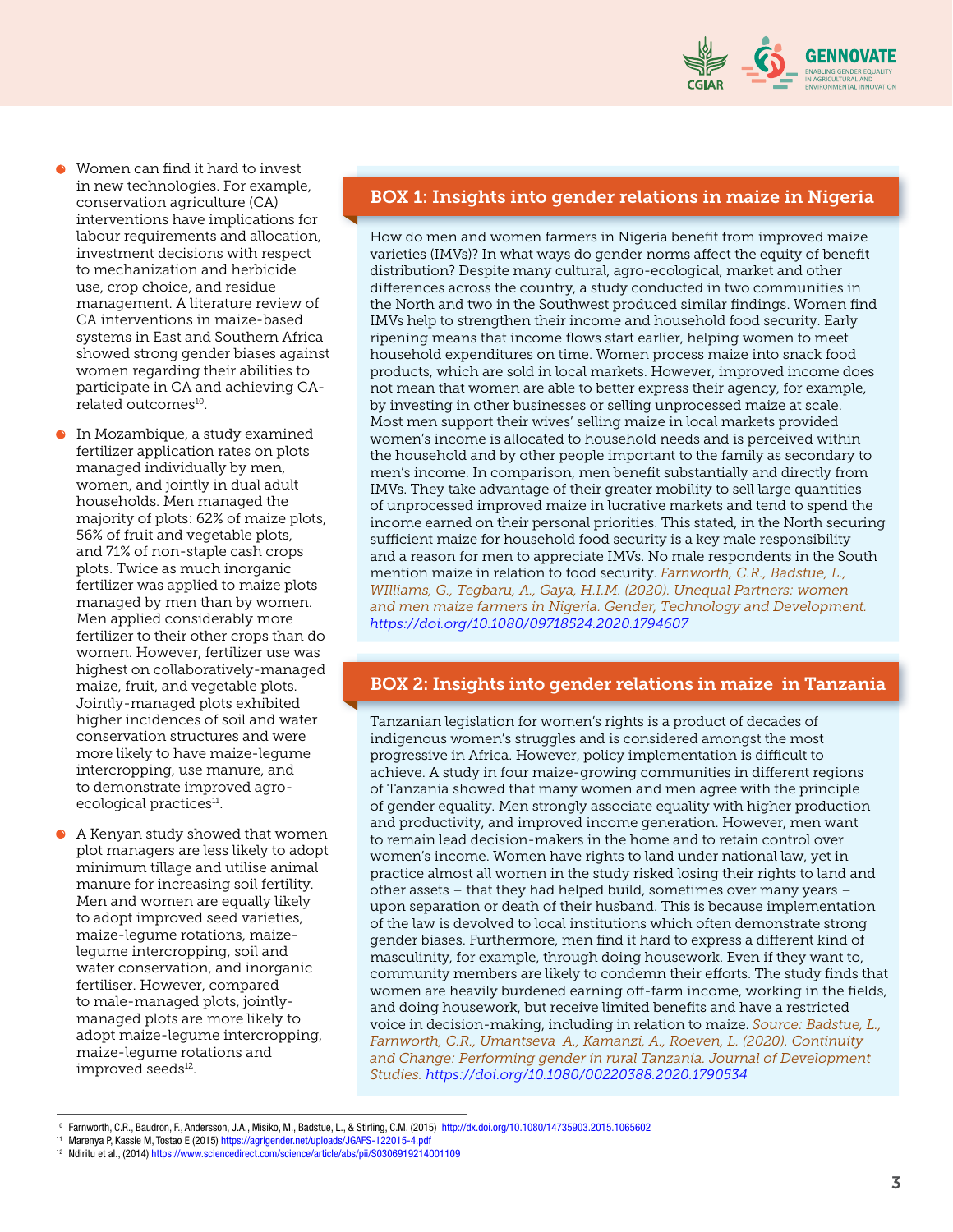- Women can find it hard to invest in new technologies. For example, conservation agriculture (CA) interventions have implications for labour requirements and allocation, investment decisions with respect to mechanization and herbicide use, crop choice, and residue management. A literature review of CA interventions in maize-based systems in East and Southern Africa showed strong gender biases against women regarding their abilities to participate in CA and achieving CA-related outcomes[10].
- In Mozambique, a study examined fertilizer application rates on plots managed individually by men, women, and jointly in dual adult households. Men managed the majority of plots: 62% of maize plots, 56% of fruit and vegetable plots, and 71% of non-staple cash crops plots. Twice as much inorganic fertilizer was applied to maize plots managed by men than by women. Men applied considerably more fertilizer to their other crops than do women. However, fertilizer use was highest on collaboratively-managed maize, fruit, and vegetable plots. Jointly-managed plots exhibited higher incidences of soil and water conservation structures and were more likely to have maize-legume intercropping, use manure, and to demonstrate improved agro-ecological practices[11].
- A Kenyan study showed that women plot managers are less likely to adopt minimum tillage and utilise animal manure for increasing soil fertility. Men and women are equally likely to adopt improved seed varieties, maize-legume rotations, maize-legume intercropping, soil and water conservation, and inorganic fertiliser. However, compared to male-managed plots, jointly-managed plots are more likely to adopt maize-legume intercropping, maize-legume rotations and improved seeds[12].

## BOX 1: Insights into gender relations in maize in Nigeria

How do men and women farmers in Nigeria benefit from improved maize varieties (IMVs)? In what ways do gender norms affect the equity of benefit distribution? Despite many cultural, agro-ecological, market and other differences across the country, a study conducted in two communities in the North and two in the Southwest produced similar findings. Women find IMVs help to strengthen their income and household food security. Early ripening means that income flows start earlier, helping women to meet household expenditures on time. Women process maize into snack food products, which are sold in local markets. However, improved income does not mean that women are able to better express their agency, for example, by investing in other businesses or selling unprocessed maize at scale. Most men support their wives' selling maize in local markets provided women's income is allocated to household needs and is perceived within the household and by other people important to the family as secondary to men's income. In comparison, men benefit substantially and directly from IMVs. They take advantage of their greater mobility to sell large quantities of unprocessed improved maize in lucrative markets and tend to spend the income earned on their personal priorities. This stated, in the North securing sufficient maize for household food security is a key male responsibility and a reason for men to appreciate IMVs. No male respondents in the South mention maize in relation to food security. *Farnworth, C.R., Badstue, L., WIlliams, G., Tegbaru, A., Gaya, H.I.M. (2020). Unequal Partners: women and men maize farmers in Nigeria. Gender, Technology and Development.* https://doi.org/10.1080/09718524.2020.1794607

## BOX 2: Insights into gender relations in maize in Tanzania

Tanzanian legislation for women's rights is a product of decades of indigenous women's struggles and is considered amongst the most progressive in Africa. However, policy implementation is difficult to achieve. A study in four maize-growing communities in different regions of Tanzania showed that many women and men agree with the principle of gender equality. Men strongly associate equality with higher production and productivity, and improved income generation. However, men want to remain lead decision-makers in the home and to retain control over women's income. Women have rights to land under national law, yet in practice almost all women in the study risked losing their rights to land and other assets – that they had helped build, sometimes over many years – upon separation or death of their husband. This is because implementation of the law is devolved to local institutions which often demonstrate strong gender biases. Furthermore, men find it hard to express a different kind of masculinity, for example, through doing housework. Even if they want to, community members are likely to condemn their efforts. The study finds that women are heavily burdened earning off-farm income, working in the fields, and doing housework, but receive limited benefits and have a restricted voice in decision-making, including in relation to maize. *Source: Badstue, L., Farnworth, C.R., Umantseva A., Kamanzi, A., Roeven, L. (2020). Continuity and Change: Performing gender in rural Tanzania. Journal of Development Studies.* https://doi.org/10.1080/00220388.2020.1790534

---

[10] Farnworth, C.R., Baudron, F., Andersson, J.A., Misiko, M., Badstue, L., & Stirling, C.M. (2015) http://dx.doi.org/10.1080/14735903.2015.1065602

[11] Marenya P, Kassie M, Tostao E (2015) https://agrigender.net/uploads/JGAFS-122015-4.pdf

[12] Ndiritu et al., (2014) https://www.sciencedirect.com/science/article/abs/pii/S0306919214001109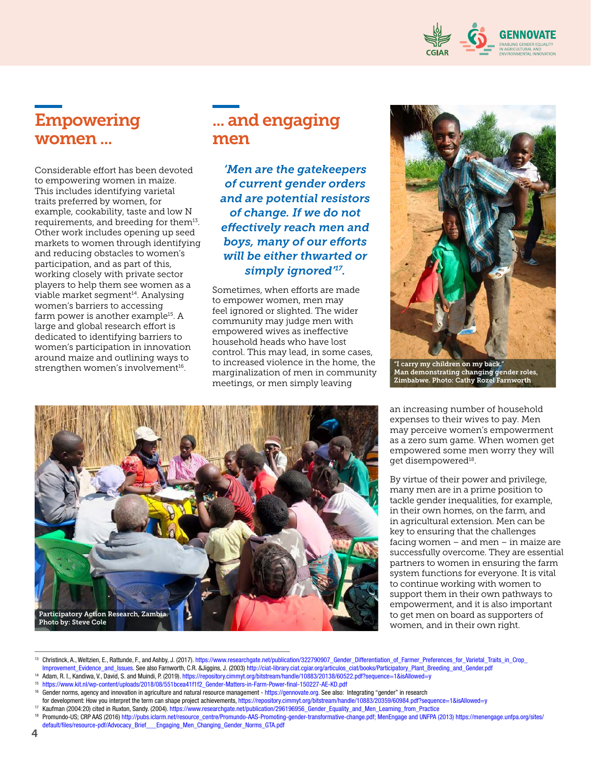## Empowering women ...

Considerable effort has been devoted to empowering women in maize. This includes identifying varietal traits preferred by women, for example, cookability, taste and low N requirements, and breeding for them[13]. Other work includes opening up seed markets to women through identifying and reducing obstacles to women's participation, and as part of this, working closely with private sector players to help them see women as a viable market segment[14]. Analysing women's barriers to accessing farm power is another example[15]. A large and global research effort is dedicated to identifying barriers to women's participation in innovation around maize and outlining ways to strengthen women's involvement[16].

## ... and engaging men

*'Men are the gatekeepers of current gender orders and are potential resistors of change. If we do not effectively reach men and boys, many of our efforts will be either thwarted or simply ignored'[17].*

Sometimes, when efforts are made to empower women, men may feel ignored or slighted. The wider community may judge men with empowered wives as ineffective household heads who have lost control. This may lead, in some cases, to increased violence in the home, the marginalization of men in community meetings, or men simply leaving an increasing number of household expenses to their wives to pay. Men may perceive women's empowerment as a zero sum game. When women get empowered some men worry they will get disempowered[18].

"I carry my children on my back." Man demonstrating changing gender roles, Zimbabwe. Photo: Cathy Rozel Farnworth

Participatory Action Research, Zambia. Photo by: Steve Cole

By virtue of their power and privilege, many men are in a prime position to tackle gender inequalities, for example, in their own homes, on the farm, and in agricultural extension. Men can be key to ensuring that the challenges facing women – and men – in maize are successfully overcome. They are essential partners to women in ensuring the farm system functions for everyone. It is vital to continue working with women to support them in their own pathways to empowerment, and it is also important to get men on board as supporters of women, and in their own right.

---

[13] Christinck, A., Weltzien, E., Rattunde, F., and Ashby, J. (2017). https://www.researchgate.net/publication/322790907_Gender_Differentiation_of_Farmer_Preferences_for_Varietal_Traits_in_Crop_Improvement_Evidence_and_Issues. See also Farnworth, C.R. &Jiggins, J. (2003) http://ciat-library.ciat.cgiar.org/articulos_ciat/books/Participatory_Plant_Breeding_and_Gender.pdf

[14] Adam, R. I., Kandiwa, V., David, S. and Muindi, P. (2019). https://repository.cimmyt.org/bitstream/handle/10883/20138/60522.pdf?sequence=1&isAllowed=y

[15] https://www.kit.nl/wp-content/uploads/2018/08/551bcea41f1f2_Gender-Matters-in-Farm-Power-final-150227-AE-KD.pdf

[16] Gender norms, agency and innovation in agriculture and natural resource management - https://gennovate.org. See also: Integrating "gender" in research for development: How you interpret the term can shape project achievements, https://repository.cimmyt.org/bitstream/handle/10883/20359/60984.pdf?sequence=1&isAllowed=y

[17] Kaufman (2004:20) cited in Ruxton, Sandy. (2004). https://www.researchgate.net/publication/296196956_Gender_Equality_and_Men_Learning_from_Practice

[18] Promundo-US; CRP AAS (2016) http://pubs.iclarm.net/resource_centre/Promundo-AAS-Promoting-gender-transformative-change.pdf; MenEngage and UNFPA (2013) https://menengage.unfpa.org/sites/default/files/resource-pdf/Advocacy_Brief___Engaging_Men_Changing_Gender_Norms_GTA.pdf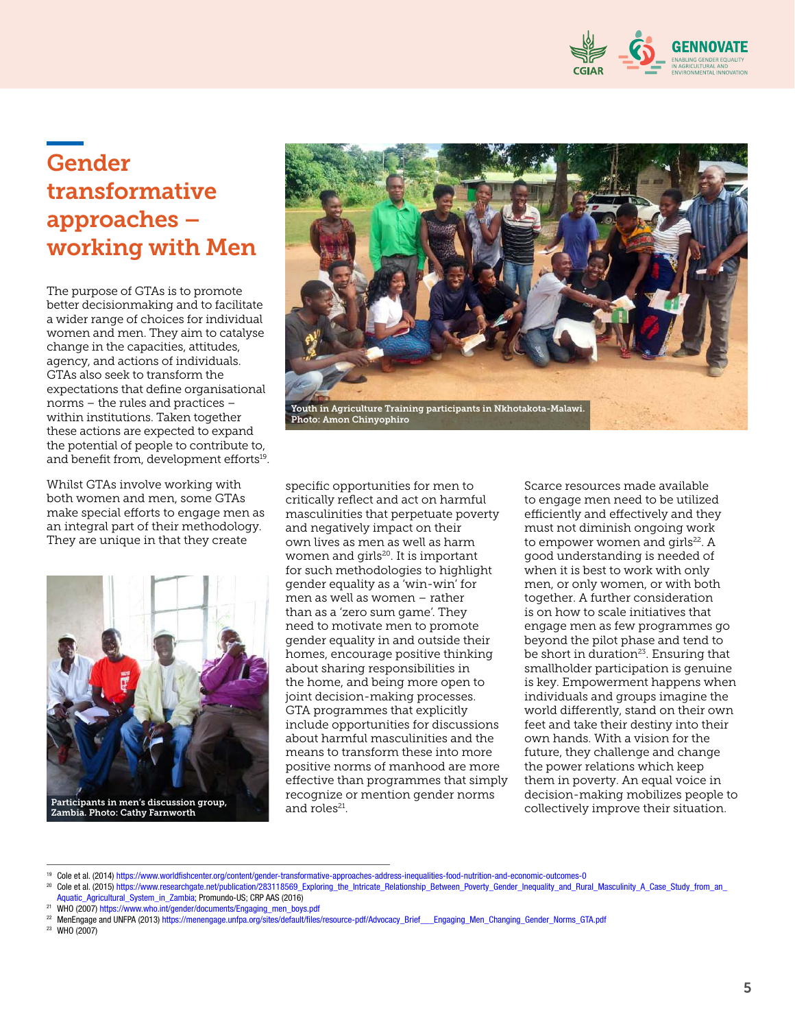# Gender transformative approaches – working with Men

The purpose of GTAs is to promote better decisionmaking and to facilitate a wider range of choices for individual women and men. They aim to catalyse change in the capacities, attitudes, agency, and actions of individuals. GTAs also seek to transform the expectations that define organisational norms – the rules and practices – within institutions. Taken together these actions are expected to expand the potential of people to contribute to, and benefit from, development efforts[19].

Youth in Agriculture Training participants in Nkhotakota-Malawi. Photo: Amon Chinyophiro

Whilst GTAs involve working with both women and men, some GTAs make special efforts to engage men as an integral part of their methodology. They are unique in that they create specific opportunities for men to critically reflect and act on harmful masculinities that perpetuate poverty and negatively impact on their own lives as well as harm women and girls[20]. It is important for such methodologies to highlight gender equality as a 'win-win' for men as well as women – rather than as a 'zero sum game'. They need to motivate men to promote gender equality in and outside their homes, encourage positive thinking about sharing responsibilities in the home, and being more open to joint decision-making processes. GTA programmes that explicitly include opportunities for discussions about harmful masculinities and the means to transform these into more positive norms of manhood are more effective than programmes that simply recognize or mention gender norms and roles[21].

Participants in men's discussion group, Zambia. Photo: Cathy Farnworth

Scarce resources made available to engage men need to be utilized efficiently and effectively and they must not diminish ongoing work to empower women and girls[22]. A good understanding is needed of when it is best to work with only men, or only women, or with both together. A further consideration is on how to scale initiatives that engage men as few programmes go beyond the pilot phase and tend to be short in duration[23]. Ensuring that smallholder participation is genuine is key. Empowerment happens when individuals and groups imagine the world differently, stand on their own feet and take their destiny into their own hands. With a vision for the future, they challenge and change the power relations which keep them in poverty. An equal voice in decision-making mobilizes people to collectively improve their situation.

---

[19] Cole et al. (2014) https://www.worldfishcenter.org/content/gender-transformative-approaches-address-inequalities-food-nutrition-and-economic-outcomes-0

[20] Cole et al. (2015) https://www.researchgate.net/publication/283118569_Exploring_the_Intricate_Relationship_Between_Poverty_Gender_Inequality_and_Rural_Masculinity_A_Case_Study_from_an_Aquatic_Agricultural_System_in_Zambia; Promundo-US; CRP AAS (2016)

[21] WHO (2007) https://www.who.int/gender/documents/Engaging_men_boys.pdf

[22] MenEngage and UNFPA (2013) https://menengage.unfpa.org/sites/default/files/resource-pdf/Advocacy_Brief___Engaging_Men_Changing_Gender_Norms_GTA.pdf

[23] WHO (2007)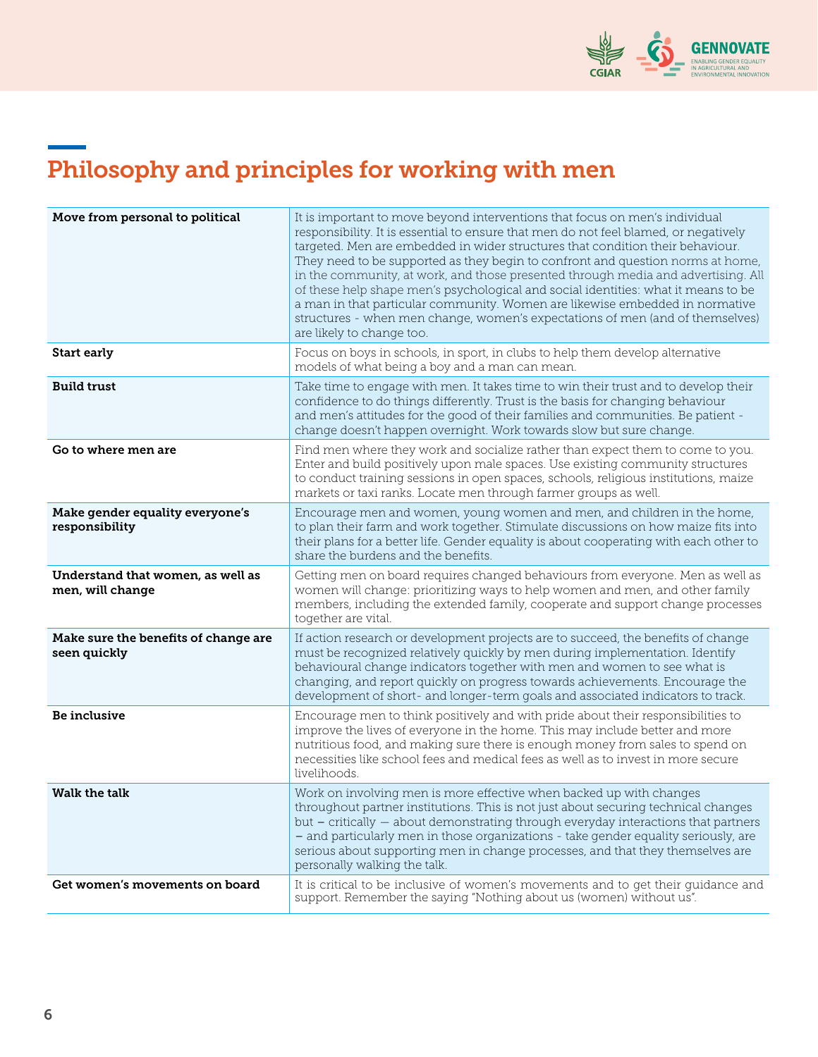# Philosophy and principles for working with men

| | |
|---|---|
| **Move from personal to political** | It is important to move beyond interventions that focus on men's individual responsibility. It is essential to ensure that men do not feel blamed, or negatively targeted. Men are embedded in wider structures that condition their behaviour. They need to be supported as they begin to confront and question norms at home, in the community, at work, and those presented through media and advertising. All of these help shape men's psychological and social identities: what it means to be a man in that particular community. Women are likewise embedded in normative structures - when men change, women's expectations of men (and of themselves) are likely to change too. |
| **Start early** | Focus on boys in schools, in sport, in clubs to help them develop alternative models of what being a boy and a man can mean. |
| **Build trust** | Take time to engage with men. It takes time to win their trust and to develop their confidence to do things differently. Trust is the basis for changing behaviour and men's attitudes for the good of their families and communities. Be patient - change doesn't happen overnight. Work towards slow but sure change. |
| **Go to where men are** | Find men where they work and socialize rather than expect them to come to you. Enter and build positively upon male spaces. Use existing community structures to conduct training sessions in open spaces, schools, religious institutions, maize markets or taxi ranks. Locate men through farmer groups as well. |
| **Make gender equality everyone's responsibility** | Encourage men and women, young women and men, and children in the home, to plan their farm and work together. Stimulate discussions on how maize fits into their plans for a better life. Gender equality is about cooperating with each other to share the burdens and the benefits. |
| **Understand that women, as well as men, will change** | Getting men on board requires changed behaviours from everyone. Men as well as women will change: prioritizing ways to help women and men, and other family members, including the extended family, cooperate and support change processes together are vital. |
| **Make sure the benefits of change are seen quickly** | If action research or development projects are to succeed, the benefits of change must be recognized relatively quickly by men during implementation. Identify behavioural change indicators together with men and women to see what is changing, and report quickly on progress towards achievements. Encourage the development of short- and longer-term goals and associated indicators to track. |
| **Be inclusive** | Encourage men to think positively and with pride about their responsibilities to improve the lives of everyone in the home. This may include better and more nutritious food, and making sure there is enough money from sales to spend on necessities like school fees and medical fees as well as to invest in more secure livelihoods. |
| **Walk the talk** | Work on involving men is more effective when backed up with changes throughout partner institutions. This is not just about securing technical changes but – critically — about demonstrating through everyday interactions that partners – and particularly men in those organizations - take gender equality seriously, are serious about supporting men in change processes, and that they themselves are personally walking the talk. |
| **Get women's movements on board** | It is critical to be inclusive of women's movements and to get their guidance and support. Remember the saying "Nothing about us (women) without us". |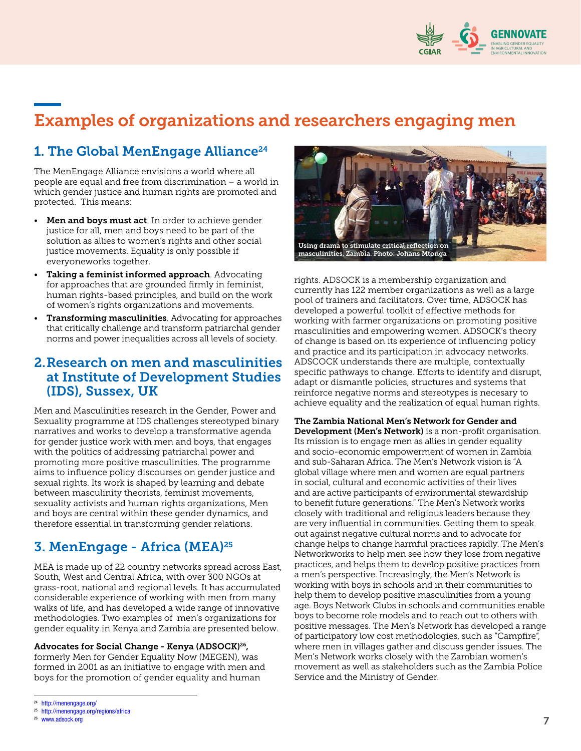# Examples of organizations and researchers engaging men

## 1. The Global MenEngage Alliance[24]

The MenEngage Alliance envisions a world where all people are equal and free from discrimination – a world in which gender justice and human rights are promoted and protected. This means:

- **Men and boys must act**. In order to achieve gender justice for all, men and boys need to be part of the solution as allies to women's rights and other social justice movements. Equality is only possible if everyoneworks together.
- **Taking a feminist informed approach**. Advocating for approaches that are grounded firmly in feminist, human rights-based principles, and build on the work of women's rights organizations and movements.
- **Transforming masculinities**. Advocating for approaches that critically challenge and transform patriarchal gender norms and power inequalities across all levels of society.

## 2. Research on men and masculinities at Institute of Development Studies (IDS), Sussex, UK

Men and Masculinities research in the Gender, Power and Sexuality programme at IDS challenges stereotyped binary narratives and works to develop a transformative agenda for gender justice work with men and boys, that engages with the politics of addressing patriarchal power and promoting more positive masculinities. The programme aims to influence policy discourses on gender justice and sexual rights. Its work is shaped by learning and debate between masculinity theorists, feminist movements, sexuality activists and human rights organizations, Men and boys are central within these gender dynamics, and therefore essential in transforming gender relations.

## 3. MenEngage - Africa (MEA)[25]

MEA is made up of 22 country networks spread across East, South, West and Central Africa, with over 300 NGOs at grass-root, national and regional levels. It has accumulated considerable experience of working with men from many walks of life, and has developed a wide range of innovative methodologies. Two examples of men's organizations for gender equality in Kenya and Zambia are presented below.

**Advocates for Social Change - Kenya (ADSOCK)[26],** formerly Men for Gender Equality Now (MEGEN), was formed in 2001 as an initiative to engage with men and boys for the promotion of gender equality and human

Using drama to stimulate critical reflection on masculinities, Zambia. Photo: Johans Mtonga

rights. ADSOCK is a membership organization and currently has 122 member organizations as well as a large pool of trainers and facilitators. Over time, ADSOCK has developed a powerful toolkit of effective methods for working with farmer organizations on promoting positive masculinities and empowering women. ADSOCK's theory of change is based on its experience of influencing policy and practice and its participation in advocacy networks. ADSCOCK understands there are multiple, contextually specific pathways to change. Efforts to identify and disrupt, adapt or dismantle policies, structures and systems that reinforce negative norms and stereotypes is necesary to achieve equality and the realization of equal human rights.

**The Zambia National Men's Network for Gender and Development (Men's Network)** is a non-profit organisation. Its mission is to engage men as allies in gender equality and socio-economic empowerment of women in Zambia and sub-Saharan Africa. The Men's Network vision is "A global village where men and women are equal partners in social, cultural and economic activities of their lives and are active participants of environmental stewardship to benefit future generations." The Men's Network works closely with traditional and religious leaders because they are very influential in communities. Getting them to speak out against negative cultural norms and to advocate for change helps to change harmful practices rapidly. The Men's Networkworks to help men see how they lose from negative practices, and helps them to develop positive practices from a men's perspective. Increasingly, the Men's Network is working with boys in schools and in their communities to help them to develop positive masculinities from a young age. Boys Network Clubs in schools and communities enable boys to become role models and to reach out to others with positive messages. The Men's Network has developed a range of participatory low cost methodologies, such as "Campfire", where men in villages gather and discuss gender issues. The Men's Network works closely with the Zambian women's movement as well as stakeholders such as the Zambia Police Service and the Ministry of Gender.

---

[24] http://menengage.org/

[25] http://menengage.org/regions/africa

[26] www.adsock.org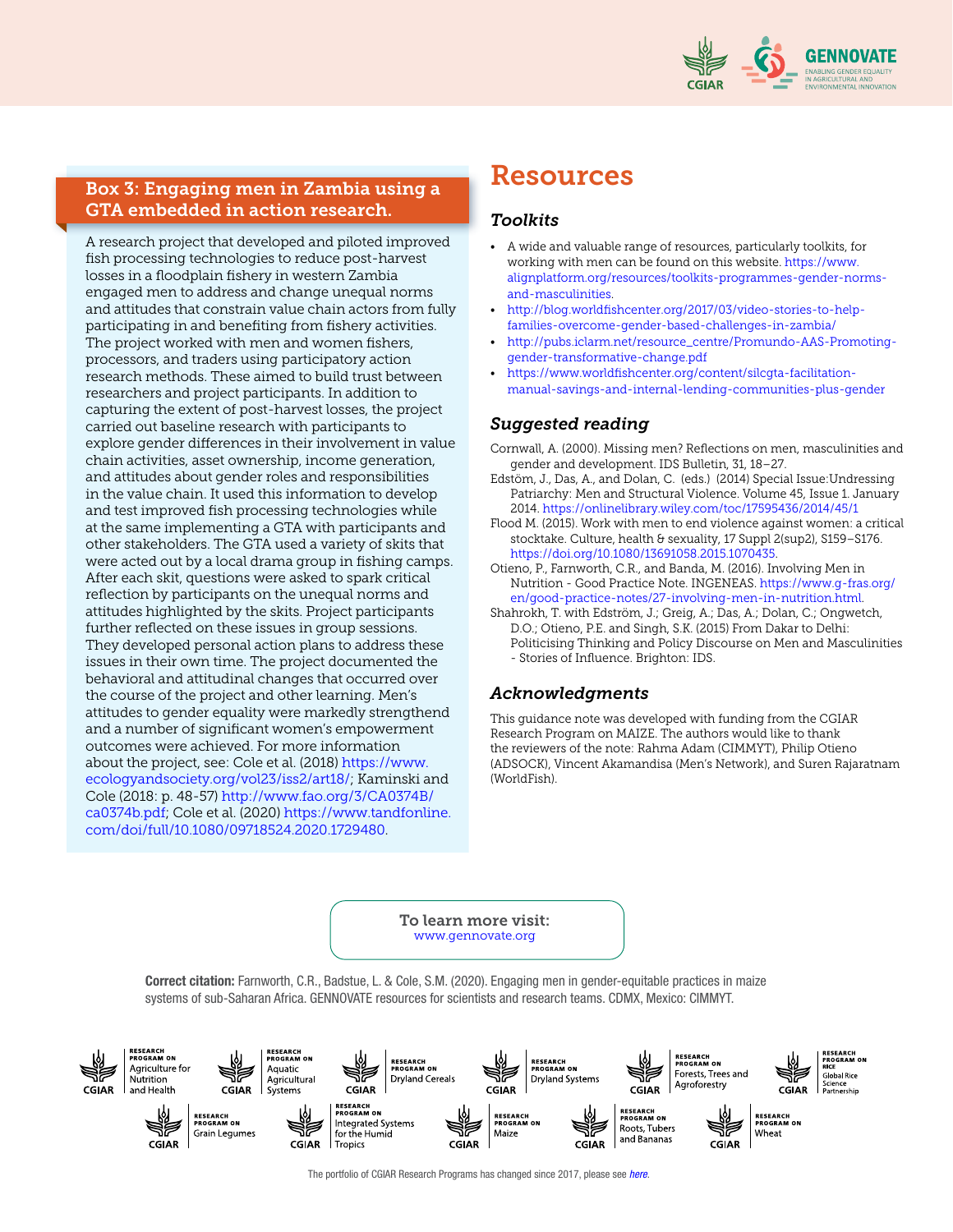### Box 3: Engaging men in Zambia using a GTA embedded in action research.

A research project that developed and piloted improved fish processing technologies to reduce post-harvest losses in a floodplain fishery in western Zambia engaged men to address and change unequal norms and attitudes that constrain value chain actors from fully participating in and benefiting from fishery activities. The project worked with men and women fishers, processors, and traders using participatory action research methods. These aimed to build trust between researchers and project participants. In addition to capturing the extent of post-harvest losses, the project carried out baseline research with participants to explore gender differences in their involvement in value chain activities, asset ownership, income generation, and attitudes about gender roles and responsibilities in the value chain. It used this information to develop and test improved fish processing technologies while at the same implementing a GTA with participants and other stakeholders. The GTA used a variety of skits that were acted out by a local drama group in fishing camps. After each skit, questions were asked to spark critical reflection by participants on the unequal norms and attitudes highlighted by the skits. Project participants further reflected on these issues in group sessions. They developed personal action plans to address these issues in their own time. The project documented the behavioral and attitudinal changes that occurred over the course of the project and other learning. Men's attitudes to gender equality were markedly strengthend and a number of significant women's empowerment outcomes were achieved. For more information about the project, see: Cole et al. (2018) https://www.ecologyandsociety.org/vol23/iss2/art18/; Kaminski and Cole (2018: p. 48-57) http://www.fao.org/3/CA0374B/ca0374b.pdf; Cole et al. (2020) https://www.tandfonline.com/doi/full/10.1080/09718524.2020.1729480.

# Resources

## Toolkits

- A wide and valuable range of resources, particularly toolkits, for working with men can be found on this website. https://www.alignplatform.org/resources/toolkits-programmes-gender-norms-and-masculinities.
- http://blog.worldfishcenter.org/2017/03/video-stories-to-help-families-overcome-gender-based-challenges-in-zambia/
- http://pubs.iclarm.net/resource_centre/Promundo-AAS-Promoting-gender-transformative-change.pdf
- https://www.worldfishcenter.org/content/silcgta-facilitation-manual-savings-and-internal-lending-communities-plus-gender

## Suggested reading

Cornwall, A. (2000). Missing men? Reflections on men, masculinities and gender and development. IDS Bulletin, 31, 18–27.

Edstöm, J., Das, A., and Dolan, C. (eds.) (2014) Special Issue:Undressing Patriarchy: Men and Structural Violence. Volume 45, Issue 1. January 2014. https://onlinelibrary.wiley.com/toc/17595436/2014/45/1

Flood M. (2015). Work with men to end violence against women: a critical stocktake. Culture, health & sexuality, 17 Suppl 2(sup2), S159–S176. https://doi.org/10.1080/13691058.2015.1070435.

Otieno, P., Farnworth, C.R., and Banda, M. (2016). Involving Men in Nutrition - Good Practice Note. INGENEAS. https://www.g-fras.org/en/good-practice-notes/27-involving-men-in-nutrition.html.

Shahrokh, T. with Edström, J.; Greig, A.; Das, A.; Dolan, C.; Ongwetch, D.O.; Otieno, P.E. and Singh, S.K. (2015) From Dakar to Delhi: Politicising Thinking and Policy Discourse on Men and Masculinities - Stories of Influence. Brighton: IDS.

## Acknowledgments

This guidance note was developed with funding from the CGIAR Research Program on MAIZE. The authors would like to thank the reviewers of the note: Rahma Adam (CIMMYT), Philip Otieno (ADSOCK), Vincent Akamandisa (Men's Network), and Suren Rajaratnam (WorldFish).

To learn more visit:
www.gennovate.org

**Correct citation:** Farnworth, C.R., Badstue, L. & Cole, S.M. (2020). Engaging men in gender-equitable practices in maize systems of sub-Saharan Africa. GENNOVATE resources for scientists and research teams. CDMX, Mexico: CIMMYT.

CGIAR Research Program on Agriculture for Nutrition and Health; CGIAR Research Program on Aquatic Agricultural Systems; CGIAR Research Program on Dryland Cereals; CGIAR Research Program on Dryland Systems; CGIAR Research Program on Forests, Trees and Agroforestry; CGIAR Research Program on Rice – Global Rice Science Partnership; CGIAR Research Program on Grain Legumes; CGIAR Research Program on Integrated Systems for the Humid Tropics; CGIAR Research Program on Maize; CGIAR Research Program on Roots, Tubers and Bananas; CGIAR Research Program on Wheat

The portfolio of CGIAR Research Programs has changed since 2017, please see *here*.